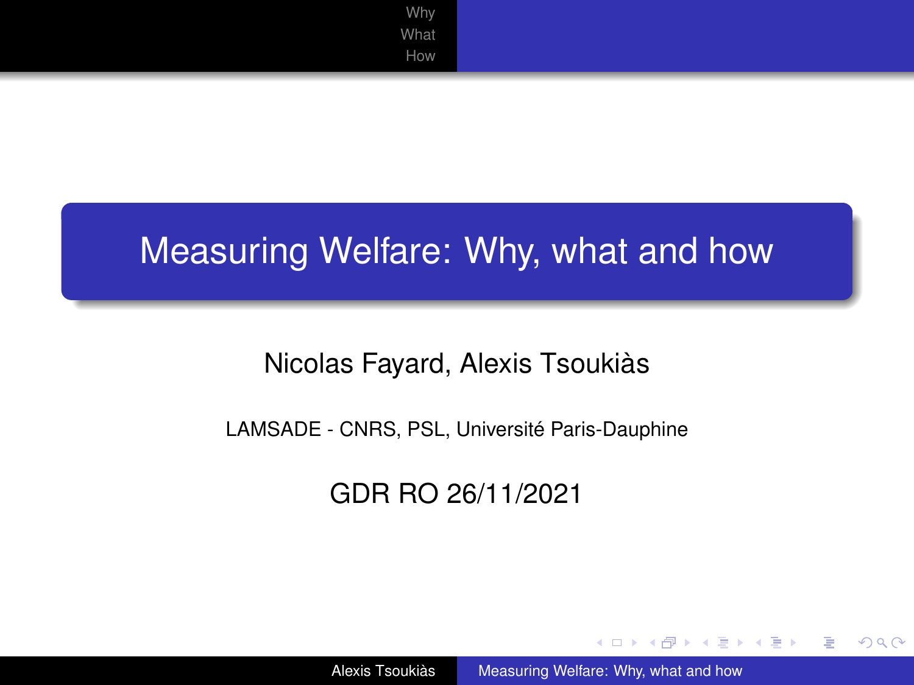# Measuring Welfare: Why, what and how

Nicolas Fayard, Alexis Tsoukiàs

LAMSADE - CNRS, PSL, Université Paris-Dauphine

GDR RO 26/11/2021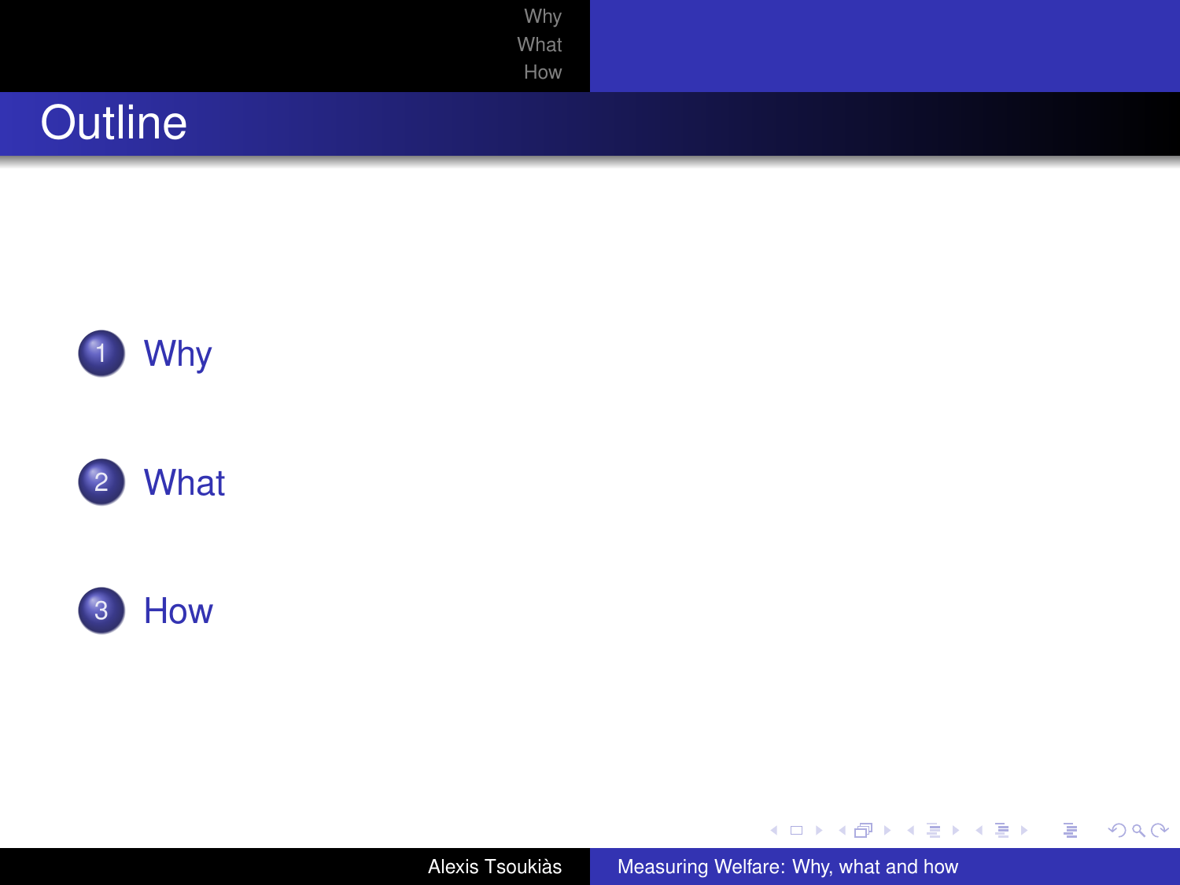# Outline

1. Why
2. What
3. How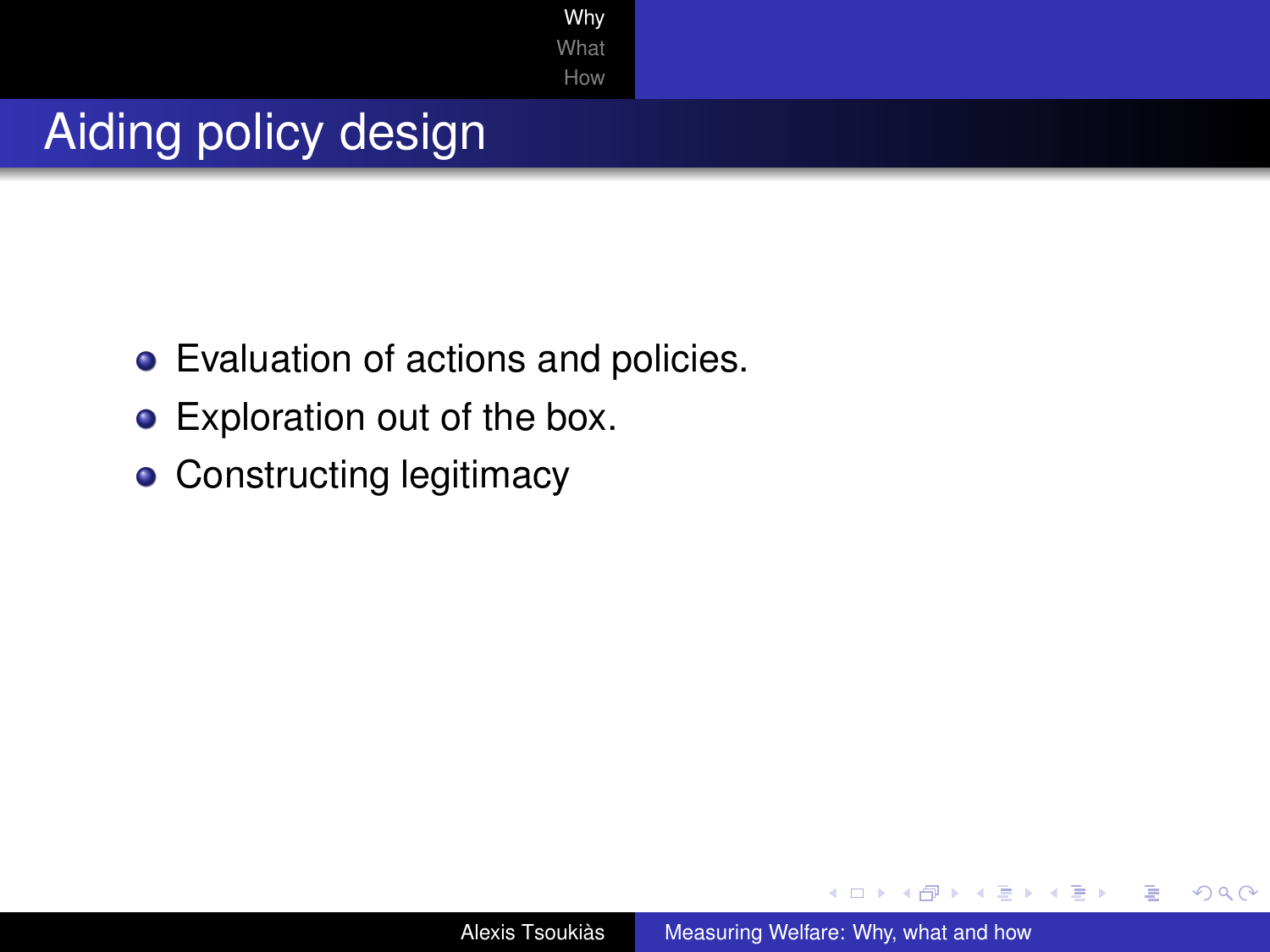# Aiding policy design

- Evaluation of actions and policies.
- Exploration out of the box.
- Constructing legitimacy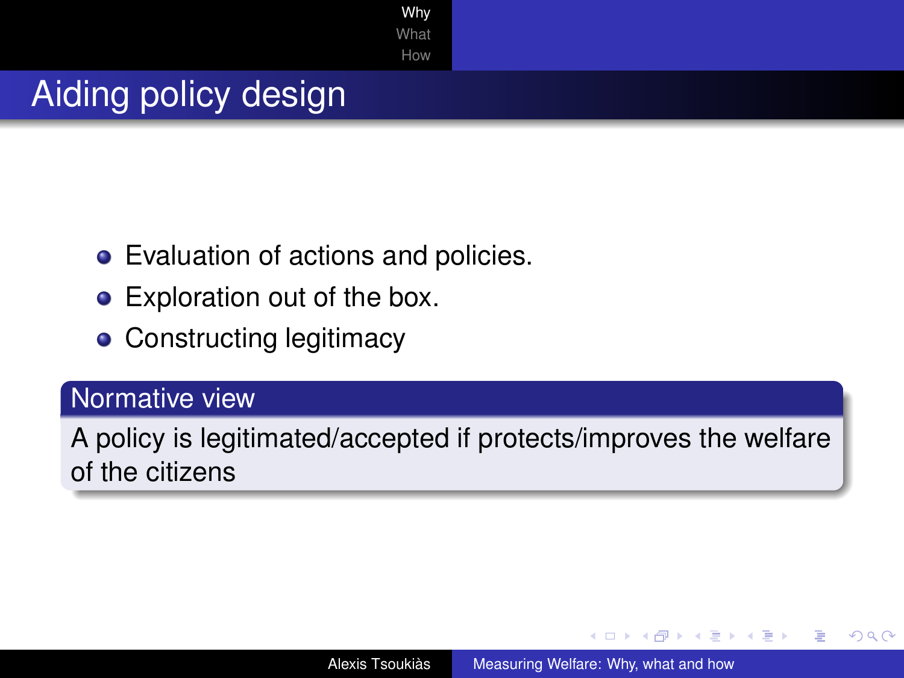# Aiding policy design

- Evaluation of actions and policies.
- Exploration out of the box.
- Constructing legitimacy

**Normative view**

A policy is legitimated/accepted if protects/improves the welfare of the citizens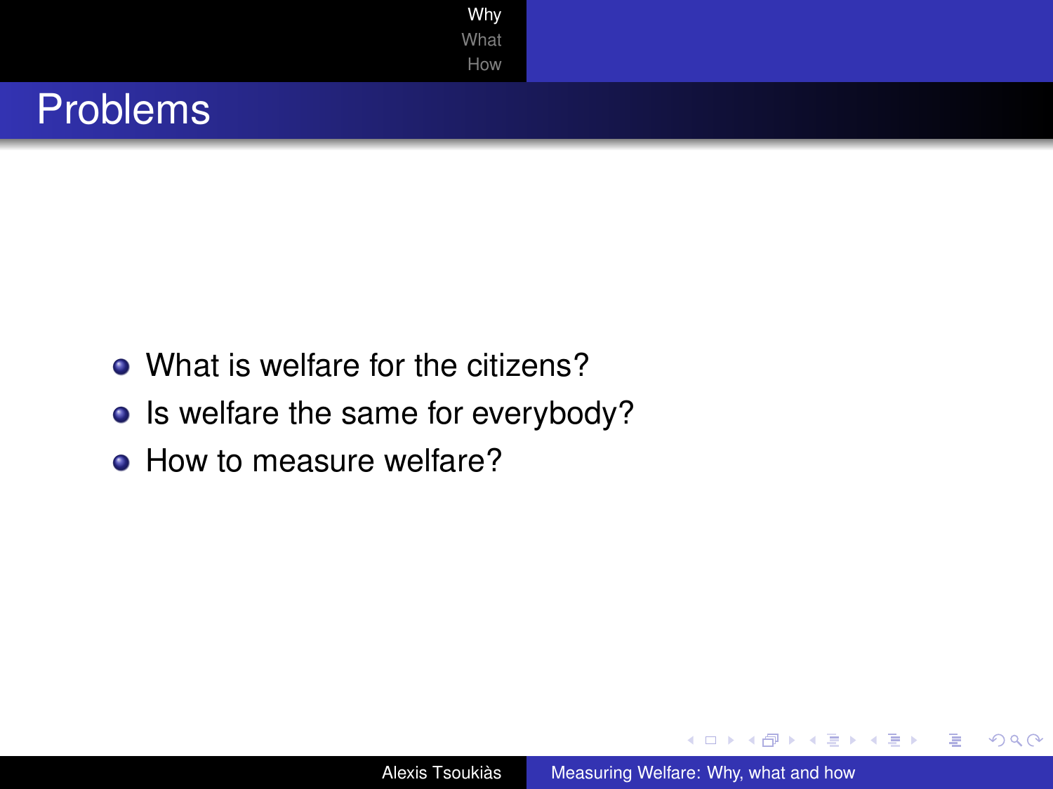# Problems

- What is welfare for the citizens?
- Is welfare the same for everybody?
- How to measure welfare?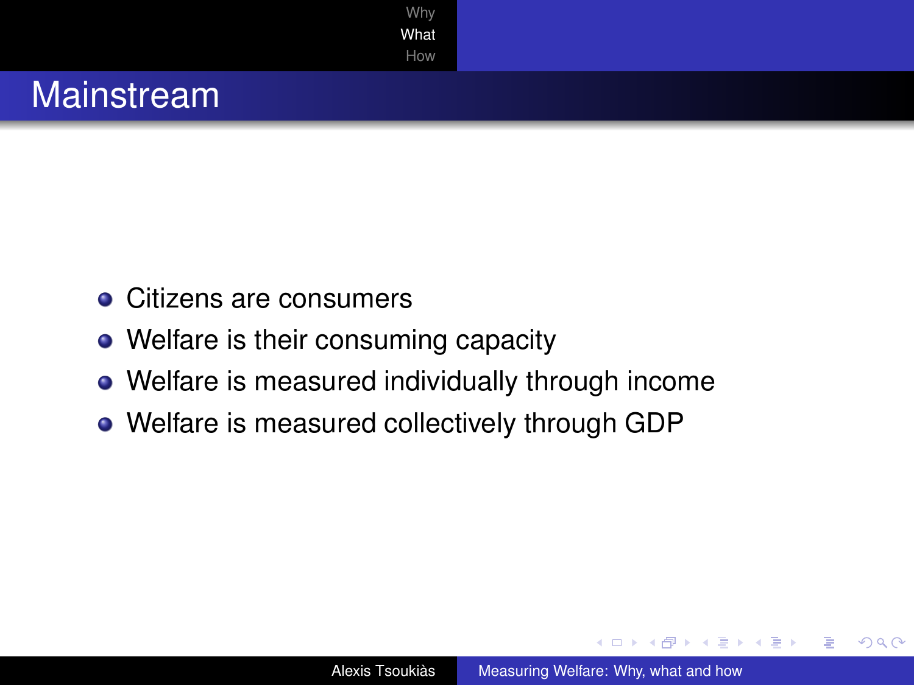# Mainstream

- Citizens are consumers
- Welfare is their consuming capacity
- Welfare is measured individually through income
- Welfare is measured collectively through GDP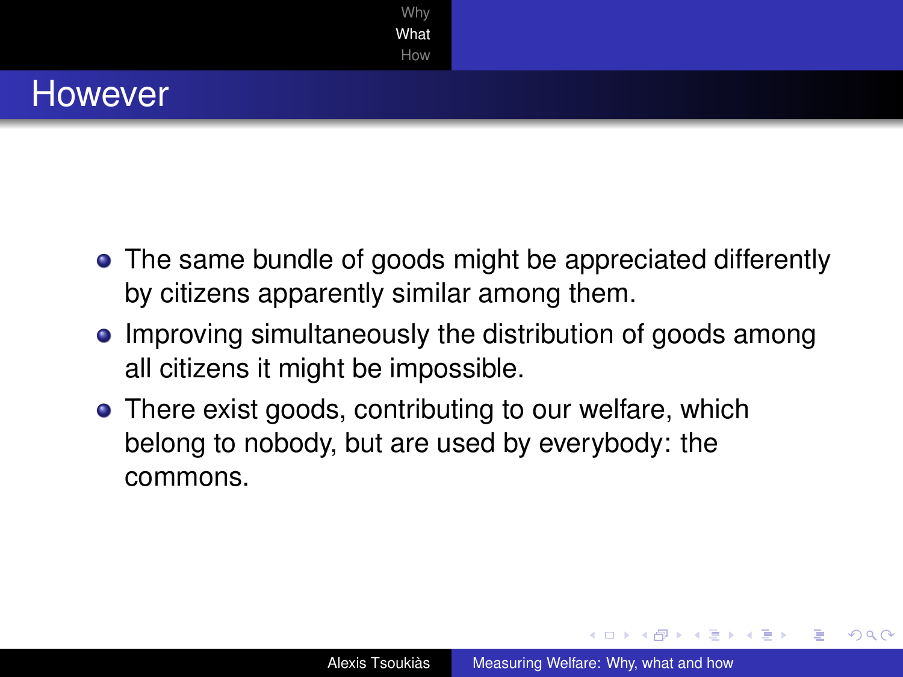# However

- The same bundle of goods might be appreciated differently by citizens apparently similar among them.
- Improving simultaneously the distribution of goods among all citizens it might be impossible.
- There exist goods, contributing to our welfare, which belong to nobody, but are used by everybody: the commons.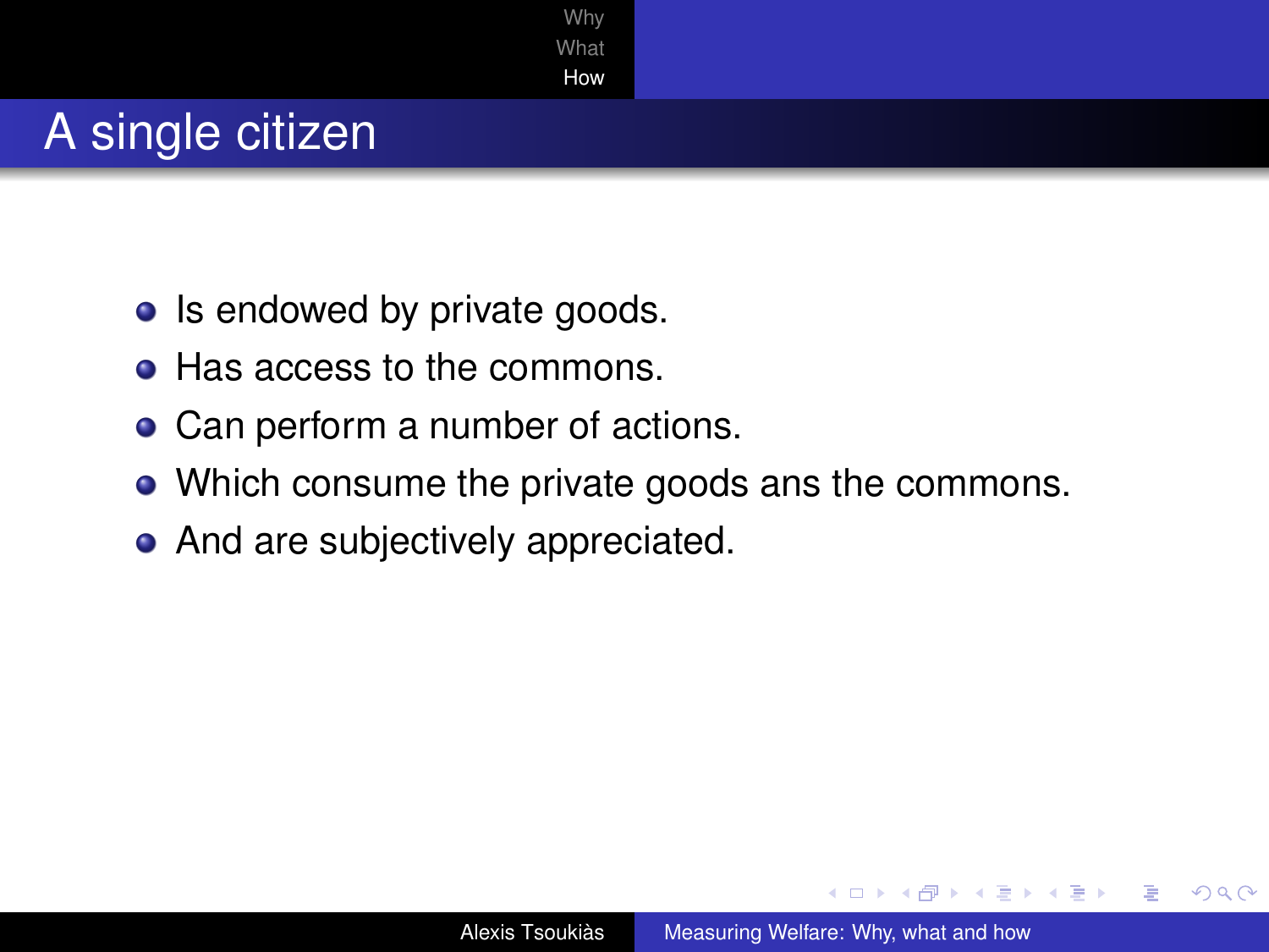# A single citizen

- Is endowed by private goods.
- Has access to the commons.
- Can perform a number of actions.
- Which consume the private goods ans the commons.
- And are subjectively appreciated.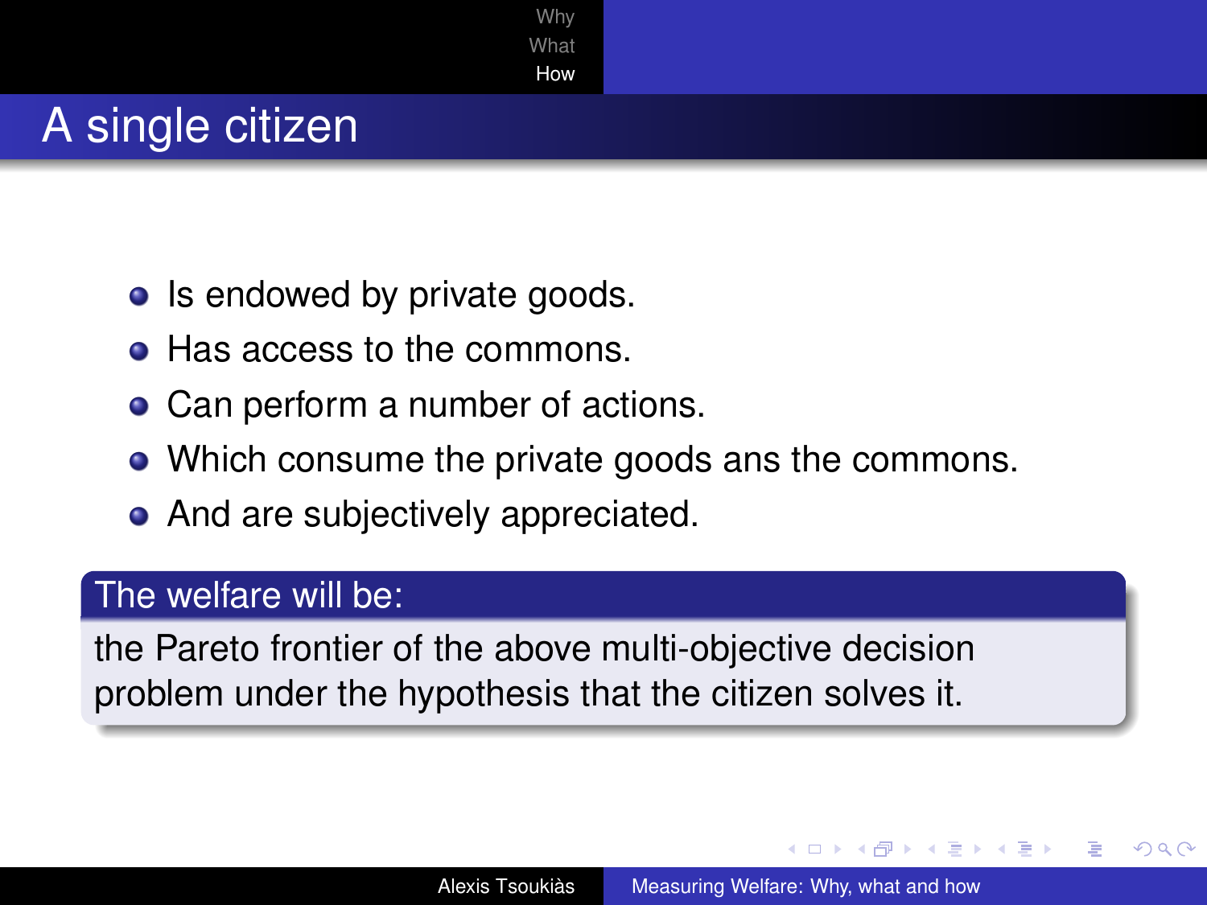# A single citizen

- Is endowed by private goods.
- Has access to the commons.
- Can perform a number of actions.
- Which consume the private goods ans the commons.
- And are subjectively appreciated.

**The welfare will be:**

the Pareto frontier of the above multi-objective decision problem under the hypothesis that the citizen solves it.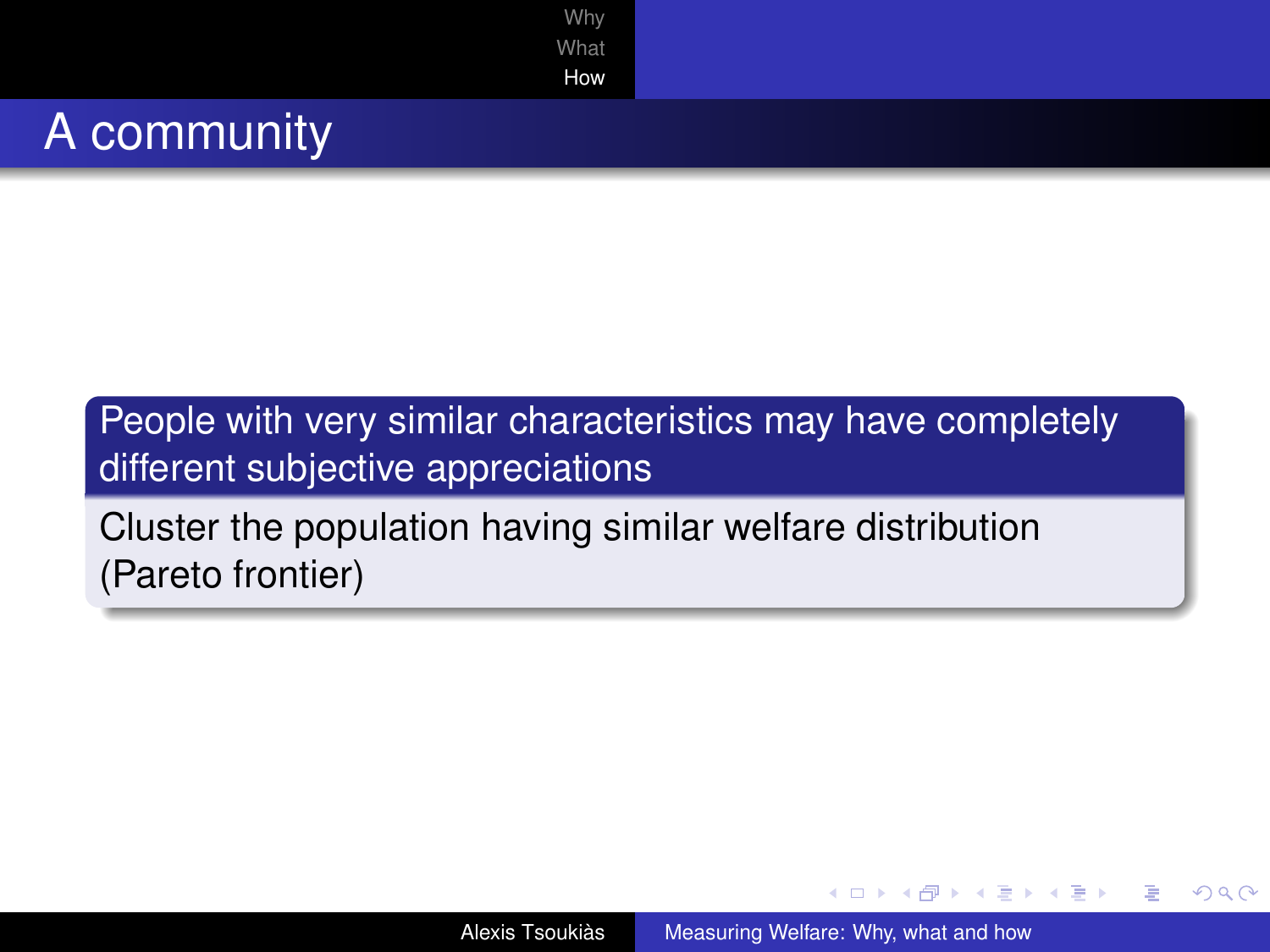# A community

**People with very similar characteristics may have completely different subjective appreciations**

Cluster the population having similar welfare distribution (Pareto frontier)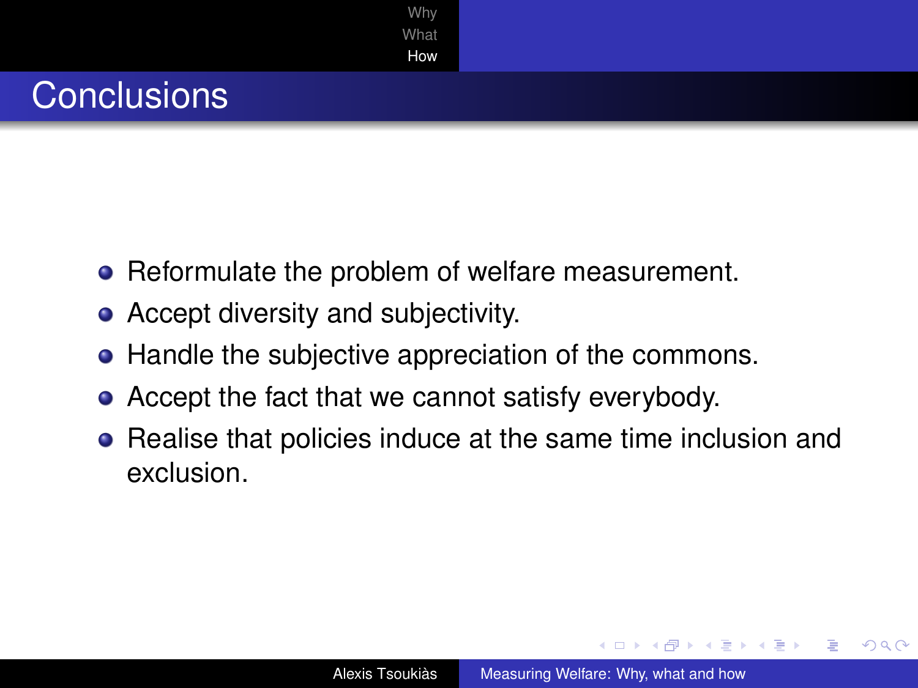# Conclusions

- Reformulate the problem of welfare measurement.
- Accept diversity and subjectivity.
- Handle the subjective appreciation of the commons.
- Accept the fact that we cannot satisfy everybody.
- Realise that policies induce at the same time inclusion and exclusion.